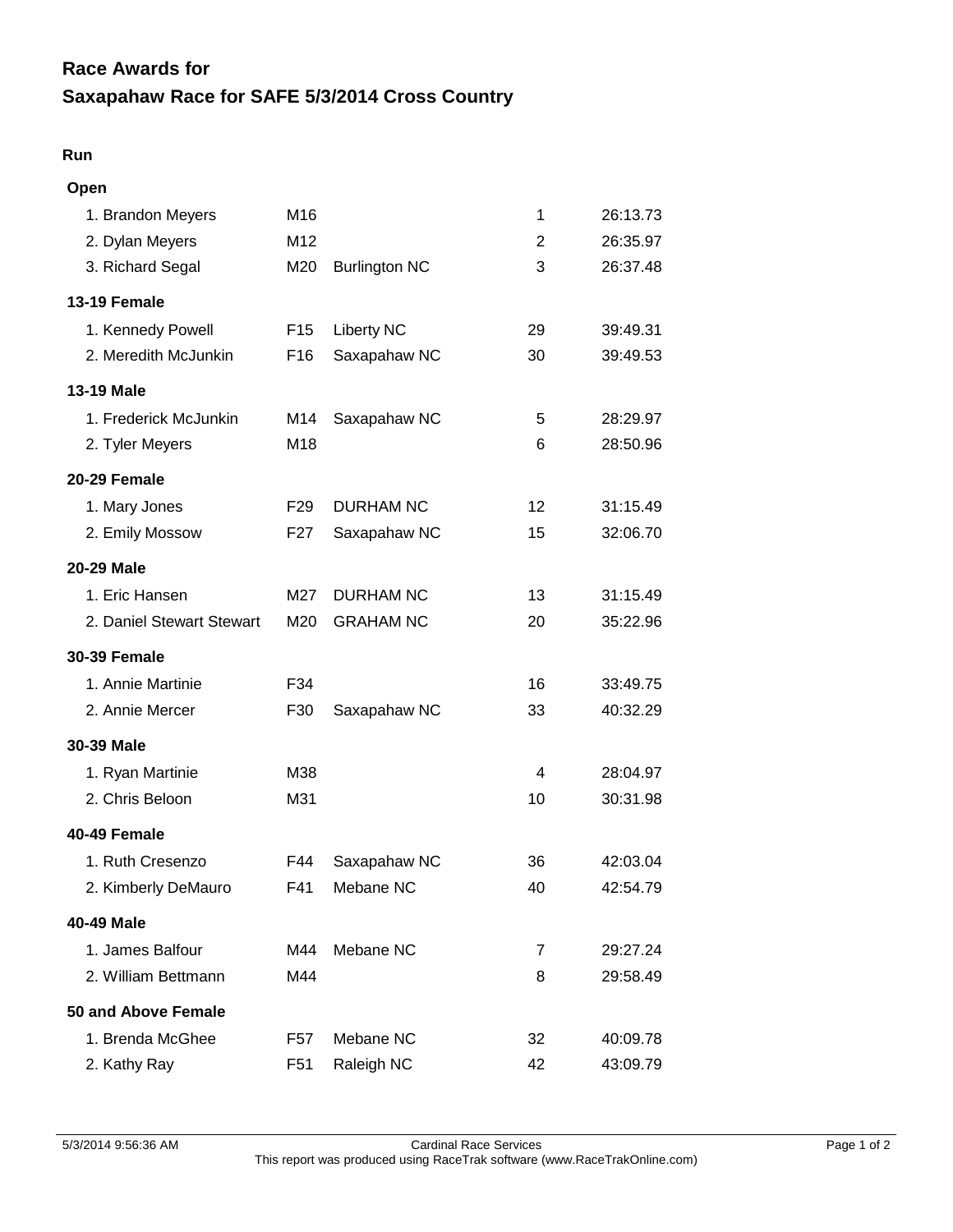# Race Awards for
# Saxapahaw Race for SAFE 5/3/2014 Cross Country

## Run

### Open

| Name | Age | City | Place | Time |
|---|---|---|---|---|
| 1. Brandon Meyers | M16 | | 1 | 26:13.73 |
| 2. Dylan Meyers | M12 | | 2 | 26:35.97 |
| 3. Richard Segal | M20 | Burlington NC | 3 | 26:37.48 |

### 13-19 Female

| Name | Age | City | Place | Time |
|---|---|---|---|---|
| 1. Kennedy Powell | F15 | Liberty NC | 29 | 39:49.31 |
| 2. Meredith McJunkin | F16 | Saxapahaw NC | 30 | 39:49.53 |

### 13-19 Male

| Name | Age | City | Place | Time |
|---|---|---|---|---|
| 1. Frederick McJunkin | M14 | Saxapahaw NC | 5 | 28:29.97 |
| 2. Tyler Meyers | M18 | | 6 | 28:50.96 |

### 20-29 Female

| Name | Age | City | Place | Time |
|---|---|---|---|---|
| 1. Mary Jones | F29 | DURHAM NC | 12 | 31:15.49 |
| 2. Emily Mossow | F27 | Saxapahaw NC | 15 | 32:06.70 |

### 20-29 Male

| Name | Age | City | Place | Time |
|---|---|---|---|---|
| 1. Eric Hansen | M27 | DURHAM NC | 13 | 31:15.49 |
| 2. Daniel Stewart Stewart | M20 | GRAHAM NC | 20 | 35:22.96 |

### 30-39 Female

| Name | Age | City | Place | Time |
|---|---|---|---|---|
| 1. Annie Martinie | F34 | | 16 | 33:49.75 |
| 2. Annie Mercer | F30 | Saxapahaw NC | 33 | 40:32.29 |

### 30-39 Male

| Name | Age | City | Place | Time |
|---|---|---|---|---|
| 1. Ryan Martinie | M38 | | 4 | 28:04.97 |
| 2. Chris Beloon | M31 | | 10 | 30:31.98 |

### 40-49 Female

| Name | Age | City | Place | Time |
|---|---|---|---|---|
| 1. Ruth Cresenzo | F44 | Saxapahaw NC | 36 | 42:03.04 |
| 2. Kimberly DeMauro | F41 | Mebane NC | 40 | 42:54.79 |

### 40-49 Male

| Name | Age | City | Place | Time |
|---|---|---|---|---|
| 1. James Balfour | M44 | Mebane NC | 7 | 29:27.24 |
| 2. William Bettmann | M44 | | 8 | 29:58.49 |

### 50 and Above Female

| Name | Age | City | Place | Time |
|---|---|---|---|---|
| 1. Brenda McGhee | F57 | Mebane NC | 32 | 40:09.78 |
| 2. Kathy Ray | F51 | Raleigh NC | 42 | 43:09.79 |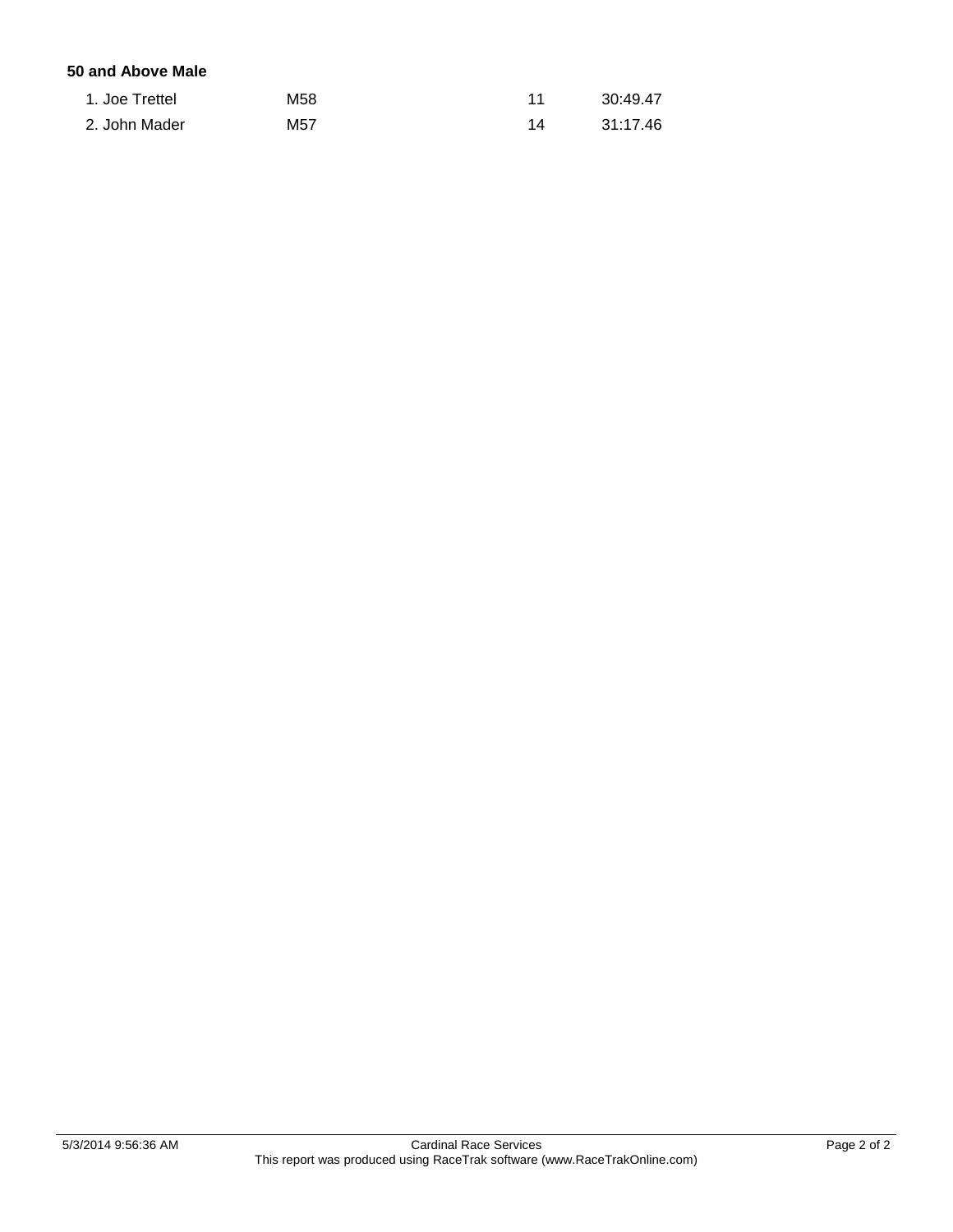**50 and Above Male**

| | | | |
|---|---|---|---|
| 1. Joe Trettel | M58 | 11 | 30:49.47 |
| 2. John Mader | M57 | 14 | 31:17.46 |